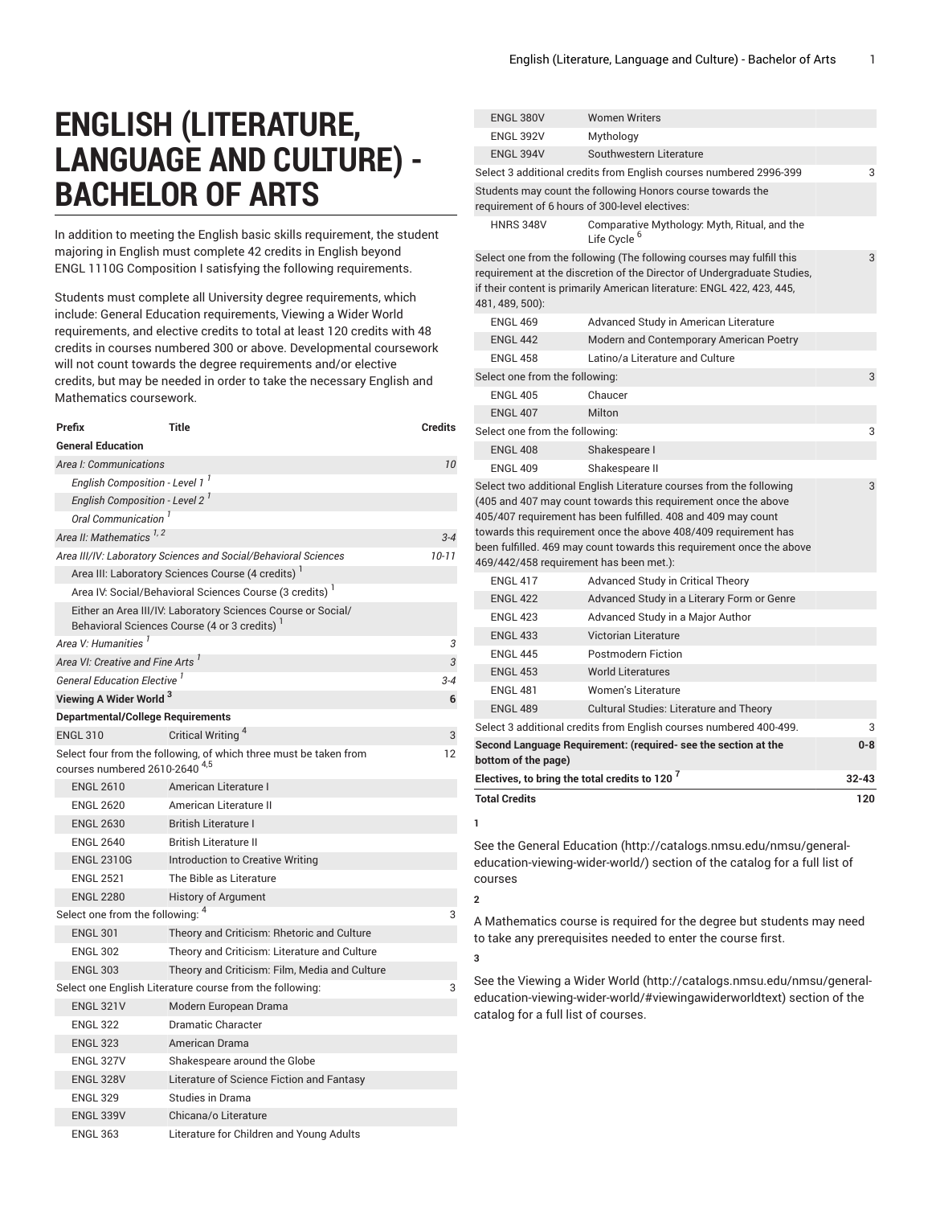# ENGLISH (LITERATURE, LANGUAGE AND CULTURE) - BACHELOR OF ARTS

In addition to meeting the English basic skills requirement, the student majoring in English must complete 42 credits in English beyond ENGL 1110G Composition I satisfying the following requirements.

Students must complete all University degree requirements, which include: General Education requirements, Viewing a Wider World requirements, and elective credits to total at least 120 credits with 48 credits in courses numbered 300 or above. Developmental coursework will not count towards the degree requirements and/or elective credits, but may be needed in order to take the necessary English and Mathematics coursework.

| Prefix | Title | Credits |
|---|---|---|
| **General Education** | | |
| *Area I: Communications* | | 10 |
| *English Composition - Level 1* [1] | | |
| *English Composition - Level 2* [1] | | |
| *Oral Communication* [1] | | |
| *Area II: Mathematics* [1, 2] | | 3-4 |
| *Area III/IV: Laboratory Sciences and Social/Behavioral Sciences* | | 10-11 |
| Area III: Laboratory Sciences Course (4 credits) [1] | | |
| Area IV: Social/Behavioral Sciences Course (3 credits) [1] | | |
| Either an Area III/IV: Laboratory Sciences Course or Social/Behavioral Sciences Course (4 or 3 credits) [1] | | |
| *Area V: Humanities* [1] | | 3 |
| *Area VI: Creative and Fine Arts* [1] | | 3 |
| *General Education Elective* [1] | | 3-4 |
| **Viewing A Wider World** [3] | | **6** |
| **Departmental/College Requirements** | | |
| ENGL 310 | Critical Writing [4] | 3 |
| Select four from the following, of which three must be taken from courses numbered 2610-2640 [4,5] | | 12 |
| ENGL 2610 | American Literature I | |
| ENGL 2620 | American Literature II | |
| ENGL 2630 | British Literature I | |
| ENGL 2640 | British Literature II | |
| ENGL 2310G | Introduction to Creative Writing | |
| ENGL 2521 | The Bible as Literature | |
| ENGL 2280 | History of Argument | |
| Select one from the following: [4] | | 3 |
| ENGL 301 | Theory and Criticism: Rhetoric and Culture | |
| ENGL 302 | Theory and Criticism: Literature and Culture | |
| ENGL 303 | Theory and Criticism: Film, Media and Culture | |
| Select one English Literature course from the following: | | 3 |
| ENGL 321V | Modern European Drama | |
| ENGL 322 | Dramatic Character | |
| ENGL 323 | American Drama | |
| ENGL 327V | Shakespeare around the Globe | |
| ENGL 328V | Literature of Science Fiction and Fantasy | |
| ENGL 329 | Studies in Drama | |
| ENGL 339V | Chicana/o Literature | |
| ENGL 363 | Literature for Children and Young Adults | |
| ENGL 380V | Women Writers | |
| ENGL 392V | Mythology | |
| ENGL 394V | Southwestern Literature | |
| Select 3 additional credits from English courses numbered 2996-399 | | 3 |
| Students may count the following Honors course towards the requirement of 6 hours of 300-level electives: | | |
| HNRS 348V | Comparative Mythology: Myth, Ritual, and the Life Cycle [6] | |
| Select one from the following (The following courses may fulfill this requirement at the discretion of the Director of Undergraduate Studies, if their content is primarily American literature: ENGL 422, 423, 445, 481, 489, 500): | | 3 |
| ENGL 469 | Advanced Study in American Literature | |
| ENGL 442 | Modern and Contemporary American Poetry | |
| ENGL 458 | Latino/a Literature and Culture | |
| Select one from the following: | | 3 |
| ENGL 405 | Chaucer | |
| ENGL 407 | Milton | |
| Select one from the following: | | 3 |
| ENGL 408 | Shakespeare I | |
| ENGL 409 | Shakespeare II | |
| Select two additional English Literature courses from the following (405 and 407 may count towards this requirement once the above 405/407 requirement has been fulfilled. 408 and 409 may count towards this requirement once the above 408/409 requirement has been fulfilled. 469 may count towards this requirement once the above 469/442/458 requirement has been met.): | | 3 |
| ENGL 417 | Advanced Study in Critical Theory | |
| ENGL 422 | Advanced Study in a Literary Form or Genre | |
| ENGL 423 | Advanced Study in a Major Author | |
| ENGL 433 | Victorian Literature | |
| ENGL 445 | Postmodern Fiction | |
| ENGL 453 | World Literatures | |
| ENGL 481 | Women's Literature | |
| ENGL 489 | Cultural Studies: Literature and Theory | |
| Select 3 additional credits from English courses numbered 400-499. | | 3 |
| **Second Language Requirement: (required- see the section at the bottom of the page)** | | **0-8** |
| **Electives, to bring the total credits to 120** [7] | | **32-43** |
| **Total Credits** | | **120** |

**1**

See the General Education (http://catalogs.nmsu.edu/nmsu/general-education-viewing-wider-world/) section of the catalog for a full list of courses

**2**

A Mathematics course is required for the degree but students may need to take any prerequisites needed to enter the course first.

**3**

See the Viewing a Wider World (http://catalogs.nmsu.edu/nmsu/general-education-viewing-wider-world/#viewingawiderworldtext) section of the catalog for a full list of courses.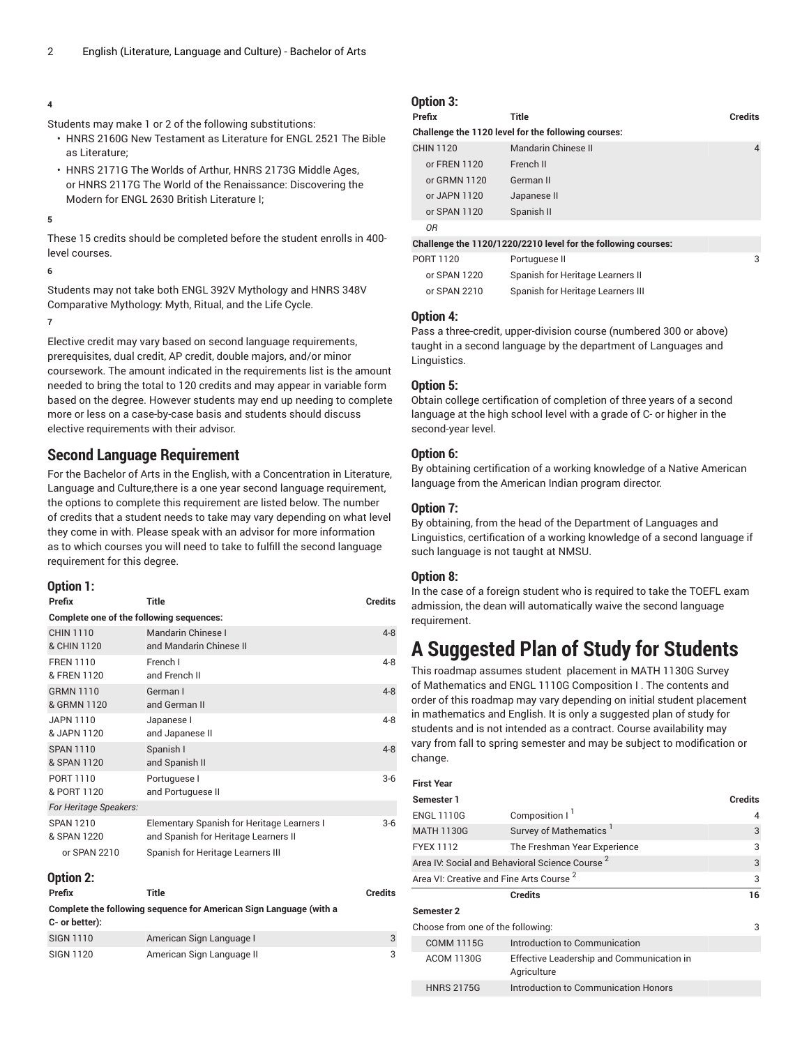4

Students may make 1 or 2 of the following substitutions:

- HNRS 2160G New Testament as Literature for ENGL 2521 The Bible as Literature;
- HNRS 2171G The Worlds of Arthur, HNRS 2173G Middle Ages, or HNRS 2117G The World of the Renaissance: Discovering the Modern for ENGL 2630 British Literature I;

5

These 15 credits should be completed before the student enrolls in 400-level courses.

6

Students may not take both ENGL 392V Mythology and HNRS 348V Comparative Mythology: Myth, Ritual, and the Life Cycle.

7

Elective credit may vary based on second language requirements, prerequisites, dual credit, AP credit, double majors, and/or minor coursework. The amount indicated in the requirements list is the amount needed to bring the total to 120 credits and may appear in variable form based on the degree. However students may end up needing to complete more or less on a case-by-case basis and students should discuss elective requirements with their advisor.

## Second Language Requirement

For the Bachelor of Arts in the English, with a Concentration in Literature, Language and Culture,there is a one year second language requirement, the options to complete this requirement are listed below. The number of credits that a student needs to take may vary depending on what level they come in with. Please speak with an advisor for more information as to which courses you will need to take to fulfill the second language requirement for this degree.

### Option 1:

| Prefix | Title | Credits |
|---|---|---|
| **Complete one of the following sequences:** | | |
| CHIN 1110 & CHIN 1120 | Mandarin Chinese I and Mandarin Chinese II | 4-8 |
| FREN 1110 & FREN 1120 | French I and French II | 4-8 |
| GRMN 1110 & GRMN 1120 | German I and German II | 4-8 |
| JAPN 1110 & JAPN 1120 | Japanese I and Japanese II | 4-8 |
| SPAN 1110 & SPAN 1120 | Spanish I and Spanish II | 4-8 |
| PORT 1110 & PORT 1120 | Portuguese I and Portuguese II | 3-6 |
| *For Heritage Speakers:* | | |
| SPAN 1210 & SPAN 1220 | Elementary Spanish for Heritage Learners I and Spanish for Heritage Learners II | 3-6 |
| or SPAN 2210 | Spanish for Heritage Learners III | |

### Option 2:

| Prefix | Title | Credits |
|---|---|---|
| **Complete the following sequence for American Sign Language (with a C- or better):** | | |
| SIGN 1110 | American Sign Language I | 3 |
| SIGN 1120 | American Sign Language II | 3 |

### Option 3:

| Prefix | Title | Credits |
|---|---|---|
| **Challenge the 1120 level for the following courses:** | | |
| CHIN 1120 | Mandarin Chinese II | 4 |
| or FREN 1120 | French II | |
| or GRMN 1120 | German II | |
| or JAPN 1120 | Japanese II | |
| or SPAN 1120 | Spanish II | |
| *OR* | | |
| **Challenge the 1120/1220/2210 level for the following courses:** | | |
| PORT 1120 | Portuguese II | 3 |
| or SPAN 1220 | Spanish for Heritage Learners II | |
| or SPAN 2210 | Spanish for Heritage Learners III | |

### Option 4:

Pass a three-credit, upper-division course (numbered 300 or above) taught in a second language by the department of Languages and Linguistics.

### Option 5:

Obtain college certification of completion of three years of a second language at the high school level with a grade of C- or higher in the second-year level.

### Option 6:

By obtaining certification of a working knowledge of a Native American language from the American Indian program director.

### Option 7:

By obtaining, from the head of the Department of Languages and Linguistics, certification of a working knowledge of a second language if such language is not taught at NMSU.

### Option 8:

In the case of a foreign student who is required to take the TOEFL exam admission, the dean will automatically waive the second language requirement.

# A Suggested Plan of Study for Students

This roadmap assumes student placement in MATH 1130G Survey of Mathematics and ENGL 1110G Composition I . The contents and order of this roadmap may vary depending on initial student placement in mathematics and English. It is only a suggested plan of study for students and is not intended as a contract. Course availability may vary from fall to spring semester and may be subject to modification or change.

| First Year | | |
|---|---|---|
| **Semester 1** | | **Credits** |
| ENGL 1110G | Composition I [1] | 4 |
| MATH 1130G | Survey of Mathematics [1] | 3 |
| FYEX 1112 | The Freshman Year Experience | 3 |
| Area IV: Social and Behavioral Science Course [2] | | 3 |
| Area VI: Creative and Fine Arts Course [2] | | 3 |
| | **Credits** | **16** |
| **Semester 2** | | |
| Choose from one of the following: | | 3 |
| COMM 1115G | Introduction to Communication | |
| ACOM 1130G | Effective Leadership and Communication in Agriculture | |
| HNRS 2175G | Introduction to Communication Honors | |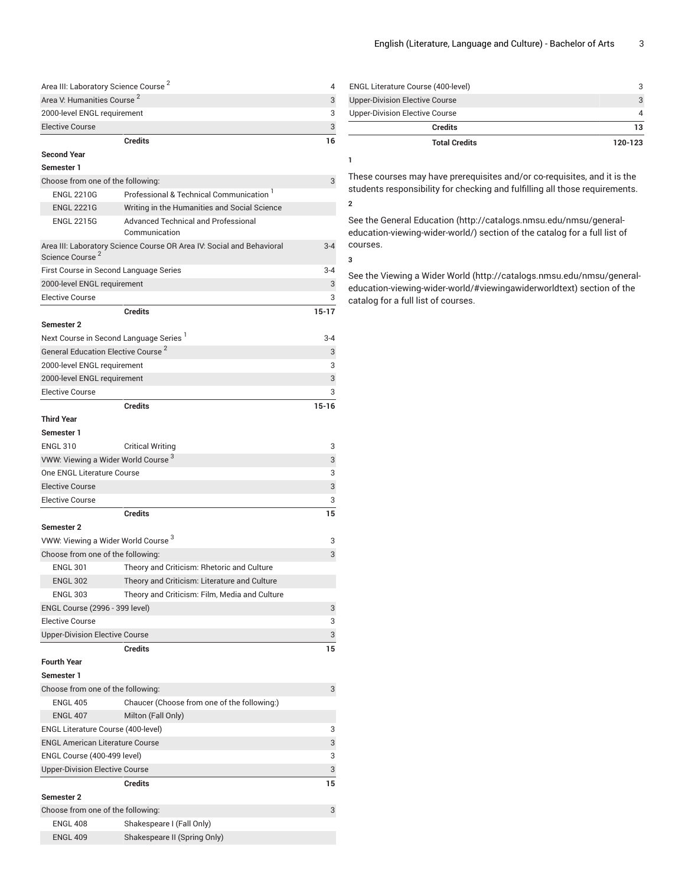| | | |
|---|---|---|
| Area III: Laboratory Science Course [2] | | 4 |
| Area V: Humanities Course [2] | | 3 |
| 2000-level ENGL requirement | | 3 |
| Elective Course | | 3 |
| | **Credits** | **16** |
| **Second Year** | | |
| **Semester 1** | | |
| Choose from one of the following: | | 3 |
| ENGL 2210G | Professional & Technical Communication [1] | |
| ENGL 2221G | Writing in the Humanities and Social Science | |
| ENGL 2215G | Advanced Technical and Professional Communication | |
| Area III: Laboratory Science Course OR Area IV: Social and Behavioral Science Course [2] | | 3-4 |
| First Course in Second Language Series | | 3-4 |
| 2000-level ENGL requirement | | 3 |
| Elective Course | | 3 |
| | **Credits** | **15-17** |
| **Semester 2** | | |
| Next Course in Second Language Series [1] | | 3-4 |
| General Education Elective Course [2] | | 3 |
| 2000-level ENGL requirement | | 3 |
| 2000-level ENGL requirement | | 3 |
| Elective Course | | 3 |
| | **Credits** | **15-16** |
| **Third Year** | | |
| **Semester 1** | | |
| ENGL 310 | Critical Writing | 3 |
| VWW: Viewing a Wider World Course [3] | | 3 |
| One ENGL Literature Course | | 3 |
| Elective Course | | 3 |
| Elective Course | | 3 |
| | **Credits** | **15** |
| **Semester 2** | | |
| VWW: Viewing a Wider World Course [3] | | 3 |
| Choose from one of the following: | | 3 |
| ENGL 301 | Theory and Criticism: Rhetoric and Culture | |
| ENGL 302 | Theory and Criticism: Literature and Culture | |
| ENGL 303 | Theory and Criticism: Film, Media and Culture | |
| ENGL Course (2996 - 399 level) | | 3 |
| Elective Course | | 3 |
| Upper-Division Elective Course | | 3 |
| | **Credits** | **15** |
| **Fourth Year** | | |
| **Semester 1** | | |
| Choose from one of the following: | | 3 |
| ENGL 405 | Chaucer (Choose from one of the following:) | |
| ENGL 407 | Milton (Fall Only) | |
| ENGL Literature Course (400-level) | | 3 |
| ENGL American Literature Course | | 3 |
| ENGL Course (400-499 level) | | 3 |
| Upper-Division Elective Course | | 3 |
| | **Credits** | **15** |
| **Semester 2** | | |
| Choose from one of the following: | | 3 |
| ENGL 408 | Shakespeare I (Fall Only) | |
| ENGL 409 | Shakespeare II (Spring Only) | |
| ENGL Literature Course (400-level) | | 3 |
| Upper-Division Elective Course | | 3 |
| Upper-Division Elective Course | | 4 |
| | **Credits** | **13** |
| | **Total Credits** | **120-123** |

1

These courses may have prerequisites and/or co-requisites, and it is the students responsibility for checking and fulfilling all those requirements.

2

See the General Education (http://catalogs.nmsu.edu/nmsu/general-education-viewing-wider-world/) section of the catalog for a full list of courses.

3

See the Viewing a Wider World (http://catalogs.nmsu.edu/nmsu/general-education-viewing-wider-world/#viewingawiderworldtext) section of the catalog for a full list of courses.